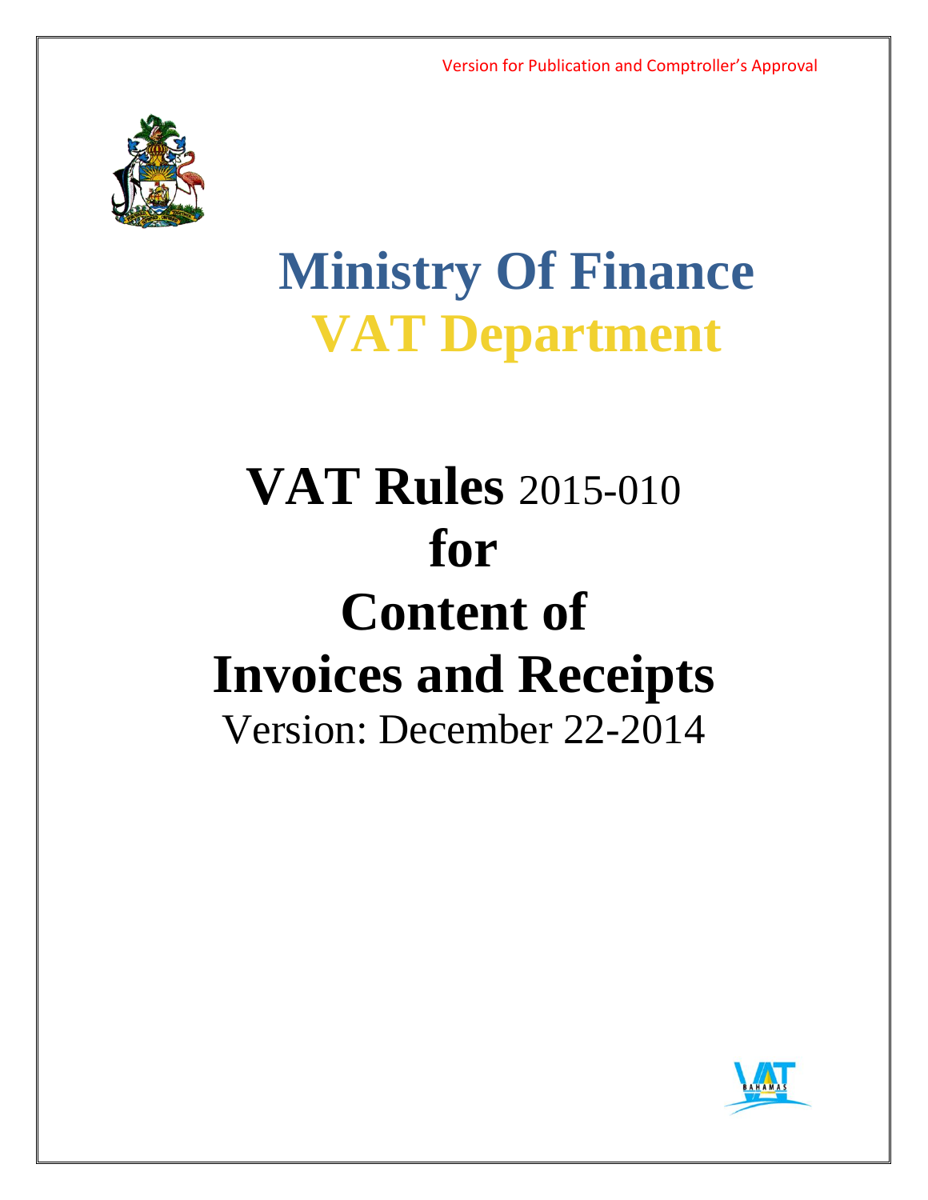Version for Publication and Comptroller's Approval

# Ministry Of Finance

# VAT Department

# VAT Rules 2015-010 for Content of Invoices and Receipts

Version: December 22-2014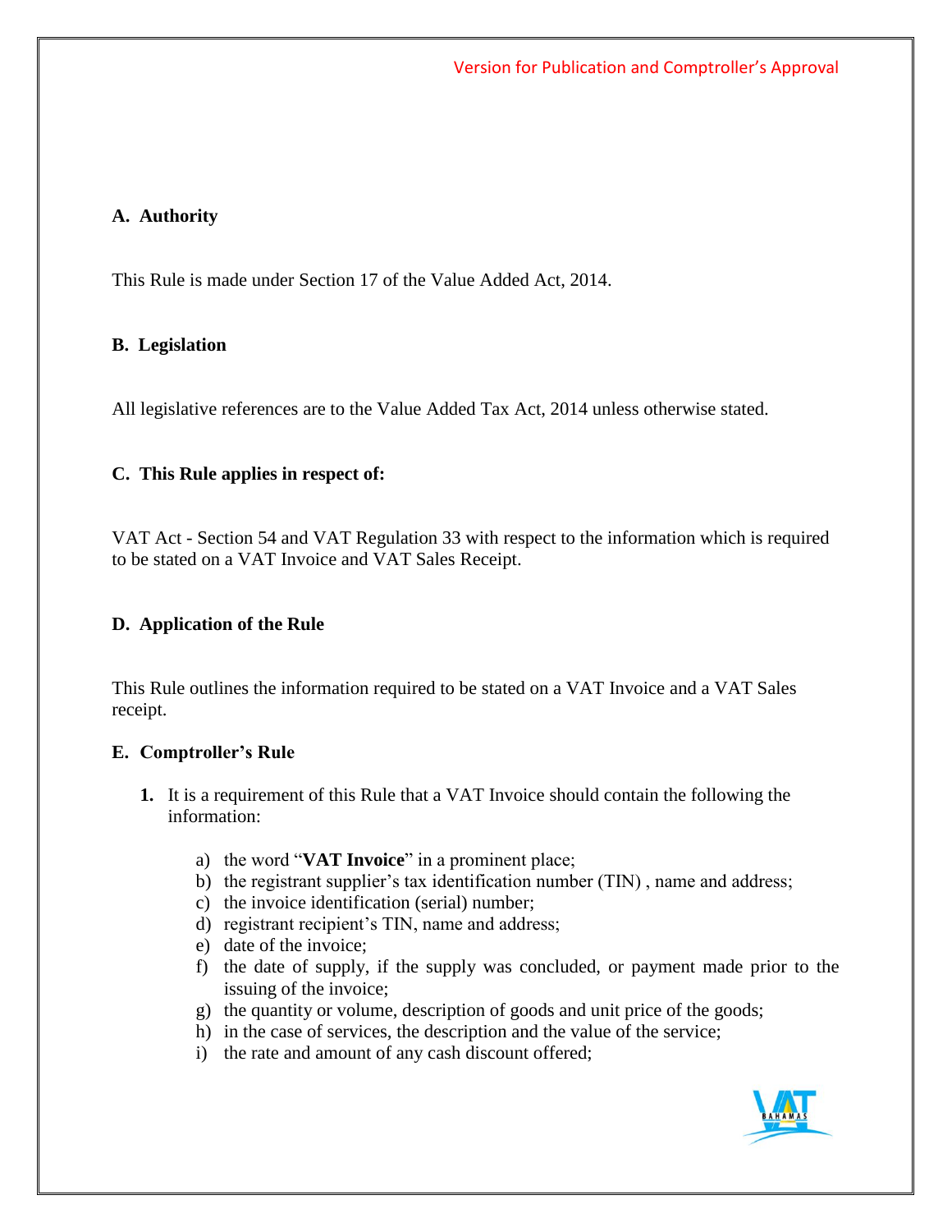## A. Authority

This Rule is made under Section 17 of the Value Added Act, 2014.

## B. Legislation

All legislative references are to the Value Added Tax Act, 2014 unless otherwise stated.

## C. This Rule applies in respect of:

VAT Act - Section 54 and VAT Regulation 33 with respect to the information which is required to be stated on a VAT Invoice and VAT Sales Receipt.

## D. Application of the Rule

This Rule outlines the information required to be stated on a VAT Invoice and a VAT Sales receipt.

## E. Comptroller's Rule

**1.** It is a requirement of this Rule that a VAT Invoice should contain the following the information:

   a) the word "**VAT Invoice**" in a prominent place;
   b) the registrant supplier's tax identification number (TIN) , name and address;
   c) the invoice identification (serial) number;
   d) registrant recipient's TIN, name and address;
   e) date of the invoice;
   f) the date of supply, if the supply was concluded, or payment made prior to the issuing of the invoice;
   g) the quantity or volume, description of goods and unit price of the goods;
   h) in the case of services, the description and the value of the service;
   i) the rate and amount of any cash discount offered;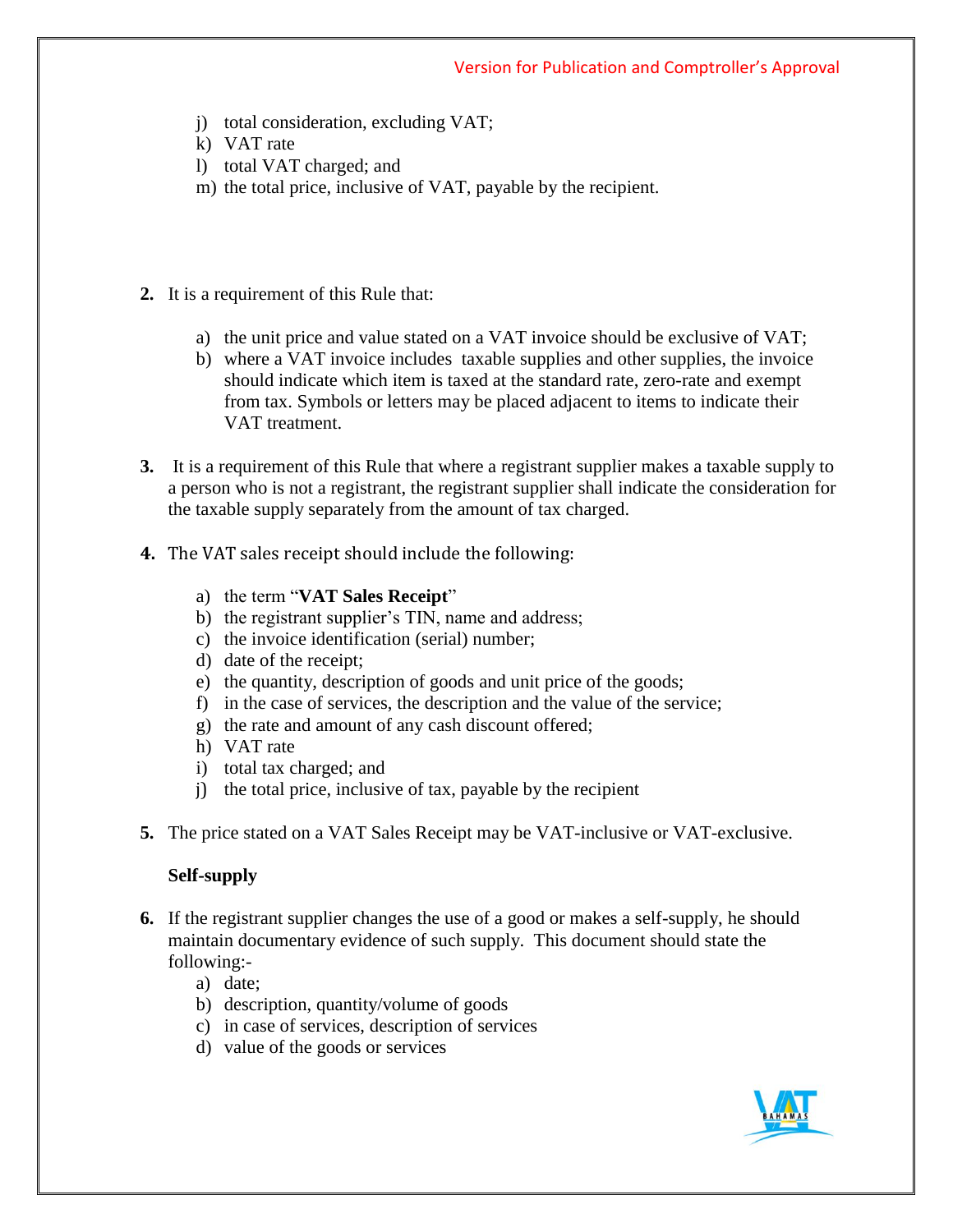j) total consideration, excluding VAT;
k) VAT rate
l) total VAT charged; and
m) the total price, inclusive of VAT, payable by the recipient.

**2.** It is a requirement of this Rule that:

a) the unit price and value stated on a VAT invoice should be exclusive of VAT;
b) where a VAT invoice includes taxable supplies and other supplies, the invoice should indicate which item is taxed at the standard rate, zero-rate and exempt from tax. Symbols or letters may be placed adjacent to items to indicate their VAT treatment.

**3.** It is a requirement of this Rule that where a registrant supplier makes a taxable supply to a person who is not a registrant, the registrant supplier shall indicate the consideration for the taxable supply separately from the amount of tax charged.

**4.** The VAT sales receipt should include the following:

a) the term "**VAT Sales Receipt**"
b) the registrant supplier's TIN, name and address;
c) the invoice identification (serial) number;
d) date of the receipt;
e) the quantity, description of goods and unit price of the goods;
f) in the case of services, the description and the value of the service;
g) the rate and amount of any cash discount offered;
h) VAT rate
i) total tax charged; and
j) the total price, inclusive of tax, payable by the recipient

**5.** The price stated on a VAT Sales Receipt may be VAT-inclusive or VAT-exclusive.

**Self-supply**

**6.** If the registrant supplier changes the use of a good or makes a self-supply, he should maintain documentary evidence of such supply. This document should state the following:-

a) date;
b) description, quantity/volume of goods
c) in case of services, description of services
d) value of the goods or services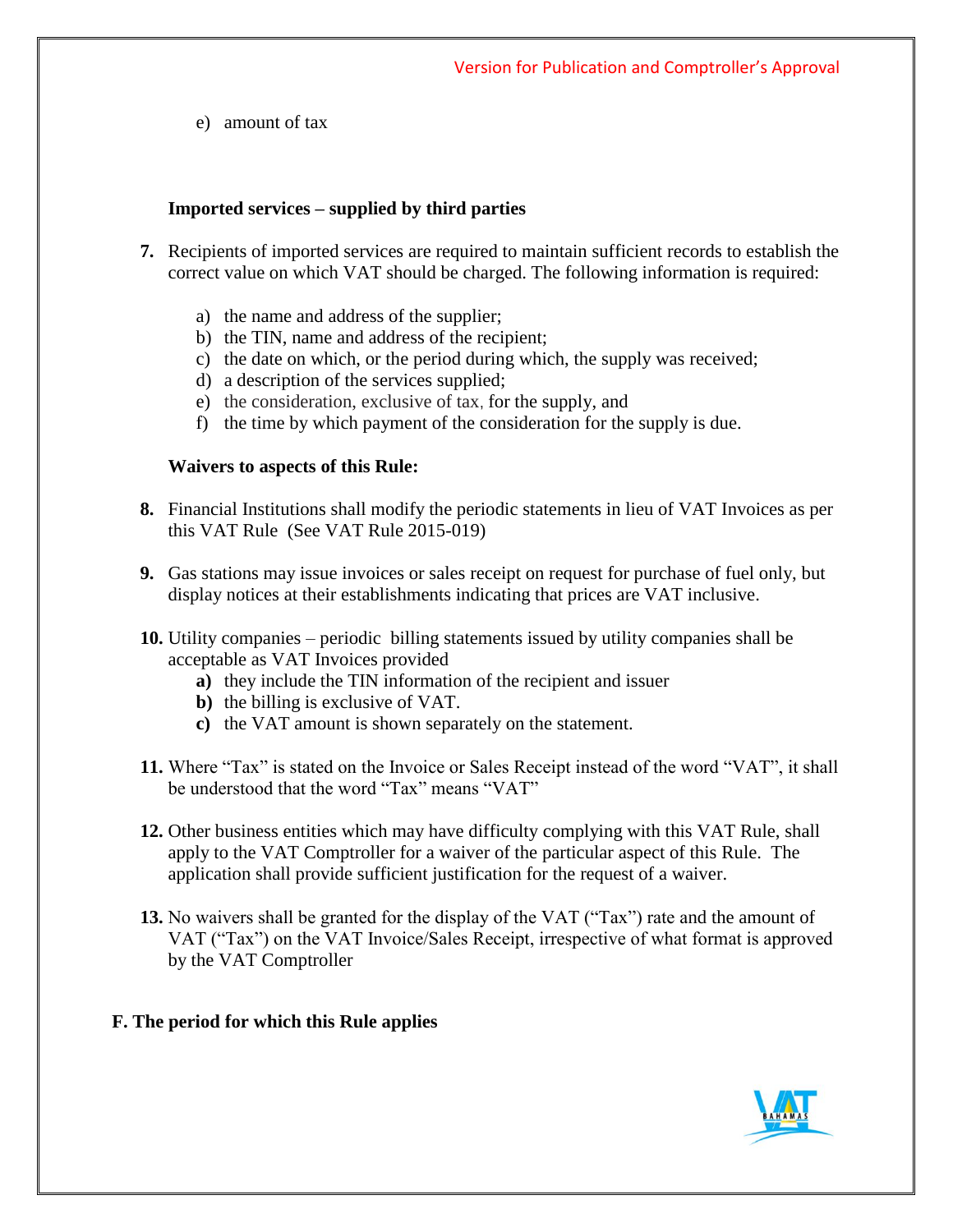e) amount of tax

**Imported services – supplied by third parties**

**7.** Recipients of imported services are required to maintain sufficient records to establish the correct value on which VAT should be charged. The following information is required:

a) the name and address of the supplier;
b) the TIN, name and address of the recipient;
c) the date on which, or the period during which, the supply was received;
d) a description of the services supplied;
e) the consideration, exclusive of tax, for the supply, and
f) the time by which payment of the consideration for the supply is due.

**Waivers to aspects of this Rule:**

**8.** Financial Institutions shall modify the periodic statements in lieu of VAT Invoices as per this VAT Rule (See VAT Rule 2015-019)

**9.** Gas stations may issue invoices or sales receipt on request for purchase of fuel only, but display notices at their establishments indicating that prices are VAT inclusive.

**10.** Utility companies – periodic billing statements issued by utility companies shall be acceptable as VAT Invoices provided

**a)** they include the TIN information of the recipient and issuer
**b)** the billing is exclusive of VAT.
**c)** the VAT amount is shown separately on the statement.

**11.** Where "Tax" is stated on the Invoice or Sales Receipt instead of the word "VAT", it shall be understood that the word "Tax" means "VAT"

**12.** Other business entities which may have difficulty complying with this VAT Rule, shall apply to the VAT Comptroller for a waiver of the particular aspect of this Rule. The application shall provide sufficient justification for the request of a waiver.

**13.** No waivers shall be granted for the display of the VAT ("Tax") rate and the amount of VAT ("Tax") on the VAT Invoice/Sales Receipt, irrespective of what format is approved by the VAT Comptroller

## F. The period for which this Rule applies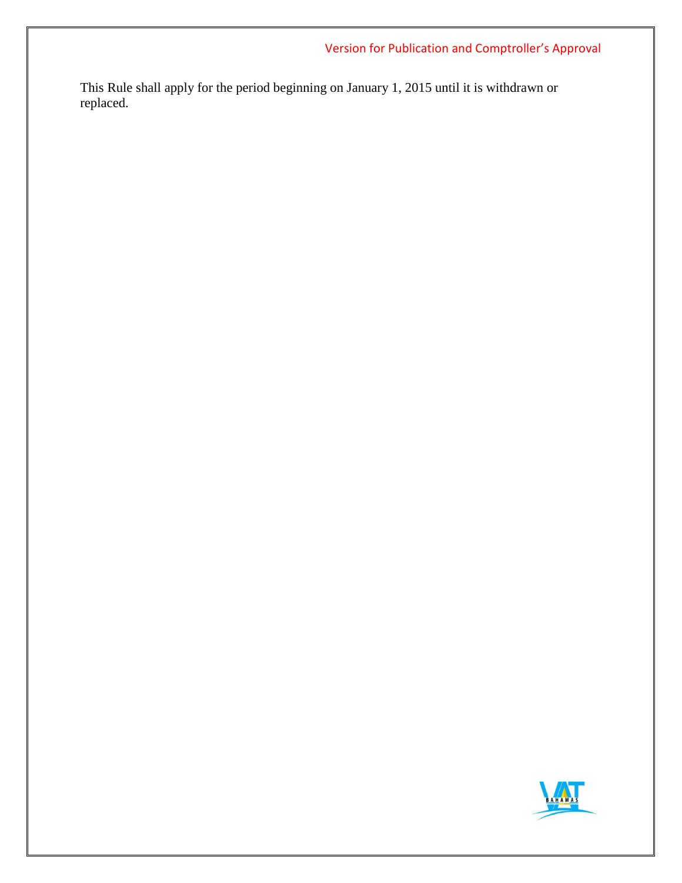This Rule shall apply for the period beginning on January 1, 2015 until it is withdrawn or replaced.